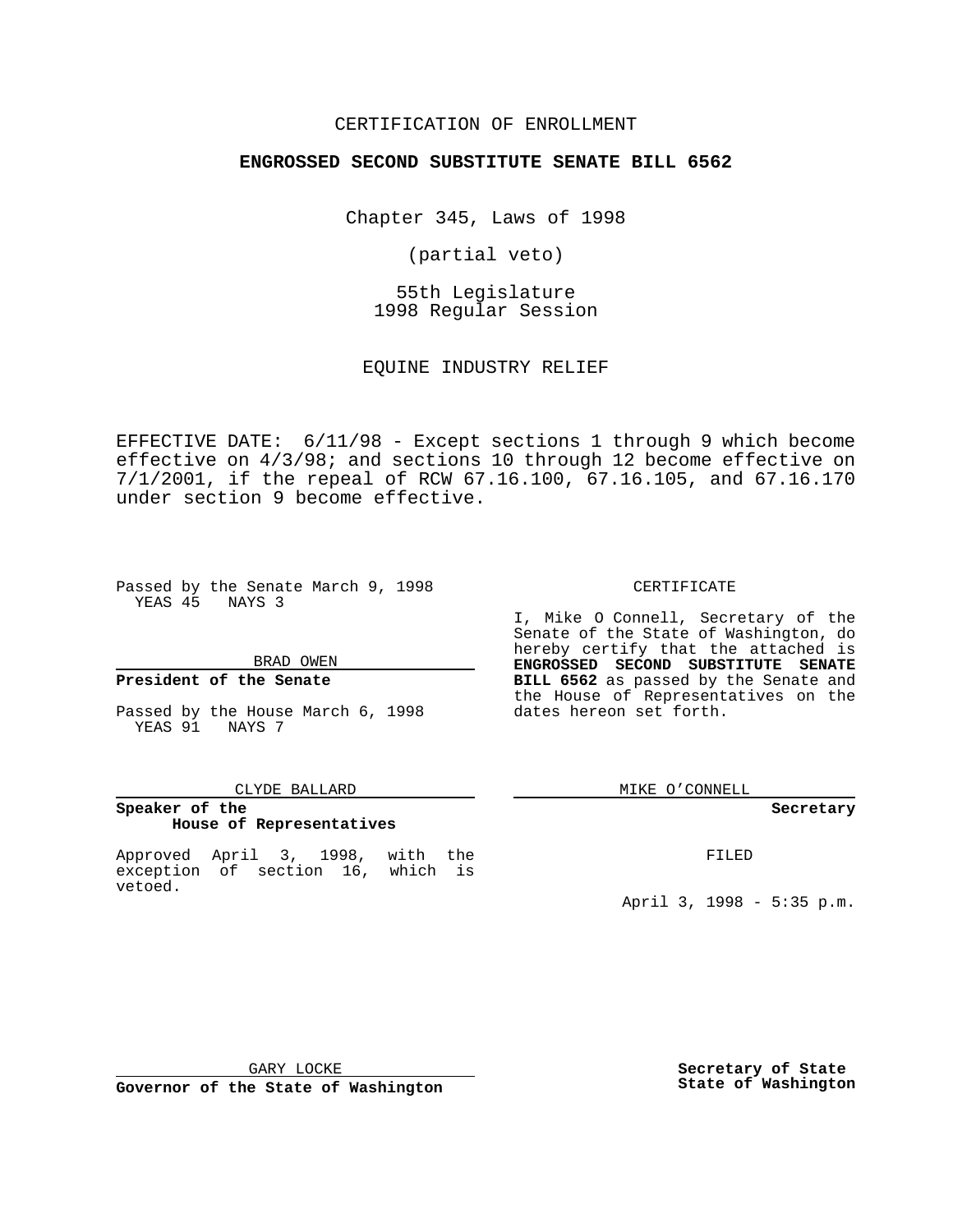CERTIFICATION OF ENROLLMENT

**ENGROSSED SECOND SUBSTITUTE SENATE BILL 6562**

Chapter 345, Laws of 1998

(partial veto)

55th Legislature
1998 Regular Session

EQUINE INDUSTRY RELIEF

EFFECTIVE DATE: 6/11/98 - Except sections 1 through 9 which become effective on 4/3/98; and sections 10 through 12 become effective on 7/1/2001, if the repeal of RCW 67.16.100, 67.16.105, and 67.16.170 under section 9 become effective.

Passed by the Senate March 9, 1998
YEAS 45 NAYS 3

BRAD OWEN

**President of the Senate**

Passed by the House March 6, 1998
YEAS 91 NAYS 7

CLYDE BALLARD

**Speaker of the House of Representatives**

Approved April 3, 1998, with the exception of section 16, which is vetoed.

GARY LOCKE

**Governor of the State of Washington**

CERTIFICATE

I, Mike O Connell, Secretary of the Senate of the State of Washington, do hereby certify that the attached is **ENGROSSED SECOND SUBSTITUTE SENATE BILL 6562** as passed by the Senate and the House of Representatives on the dates hereon set forth.

MIKE O'CONNELL

**Secretary**

FILED

April 3, 1998 - 5:35 p.m.

**Secretary of State**
**State of Washington**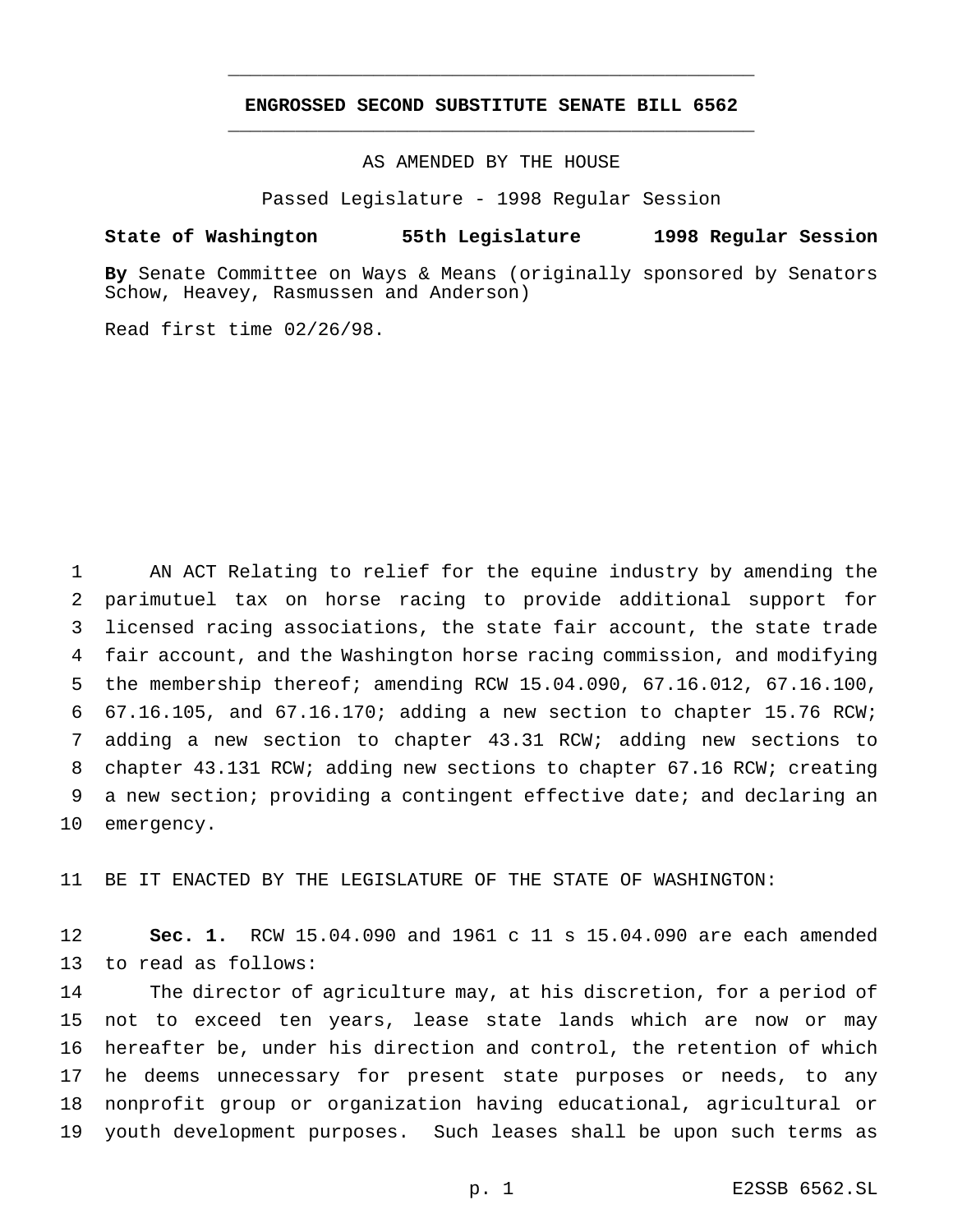**ENGROSSED SECOND SUBSTITUTE SENATE BILL 6562**

AS AMENDED BY THE HOUSE

Passed Legislature - 1998 Regular Session

**State of Washington 55th Legislature 1998 Regular Session**

**By** Senate Committee on Ways & Means (originally sponsored by Senators Schow, Heavey, Rasmussen and Anderson)

Read first time 02/26/98.

AN ACT Relating to relief for the equine industry by amending the parimutuel tax on horse racing to provide additional support for licensed racing associations, the state fair account, the state trade fair account, and the Washington horse racing commission, and modifying the membership thereof; amending RCW 15.04.090, 67.16.012, 67.16.100, 67.16.105, and 67.16.170; adding a new section to chapter 15.76 RCW; adding a new section to chapter 43.31 RCW; adding new sections to chapter 43.131 RCW; adding new sections to chapter 67.16 RCW; creating a new section; providing a contingent effective date; and declaring an emergency.

BE IT ENACTED BY THE LEGISLATURE OF THE STATE OF WASHINGTON:

**Sec. 1.** RCW 15.04.090 and 1961 c 11 s 15.04.090 are each amended to read as follows:

The director of agriculture may, at his discretion, for a period of not to exceed ten years, lease state lands which are now or may hereafter be, under his direction and control, the retention of which he deems unnecessary for present state purposes or needs, to any nonprofit group or organization having educational, agricultural or youth development purposes. Such leases shall be upon such terms as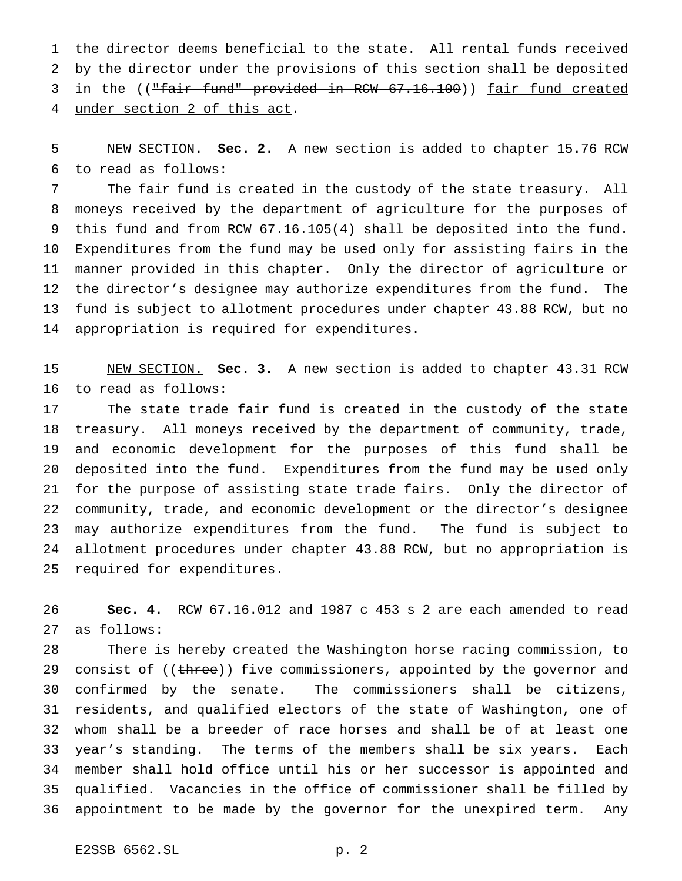the director deems beneficial to the state. All rental funds received by the director under the provisions of this section shall be deposited in the ((~~"fair fund" provided in RCW 67.16.100~~)) <u>fair fund created under section 2 of this act</u>.

<u>NEW SECTION.</u> **Sec. 2.** A new section is added to chapter 15.76 RCW to read as follows:

The fair fund is created in the custody of the state treasury. All moneys received by the department of agriculture for the purposes of this fund and from RCW 67.16.105(4) shall be deposited into the fund. Expenditures from the fund may be used only for assisting fairs in the manner provided in this chapter. Only the director of agriculture or the director's designee may authorize expenditures from the fund. The fund is subject to allotment procedures under chapter 43.88 RCW, but no appropriation is required for expenditures.

<u>NEW SECTION.</u> **Sec. 3.** A new section is added to chapter 43.31 RCW to read as follows:

The state trade fair fund is created in the custody of the state treasury. All moneys received by the department of community, trade, and economic development for the purposes of this fund shall be deposited into the fund. Expenditures from the fund may be used only for the purpose of assisting state trade fairs. Only the director of community, trade, and economic development or the director's designee may authorize expenditures from the fund. The fund is subject to allotment procedures under chapter 43.88 RCW, but no appropriation is required for expenditures.

**Sec. 4.** RCW 67.16.012 and 1987 c 453 s 2 are each amended to read as follows:

There is hereby created the Washington horse racing commission, to consist of ((~~three~~)) <u>five</u> commissioners, appointed by the governor and confirmed by the senate. The commissioners shall be citizens, residents, and qualified electors of the state of Washington, one of whom shall be a breeder of race horses and shall be of at least one year's standing. The terms of the members shall be six years. Each member shall hold office until his or her successor is appointed and qualified. Vacancies in the office of commissioner shall be filled by appointment to be made by the governor for the unexpired term. Any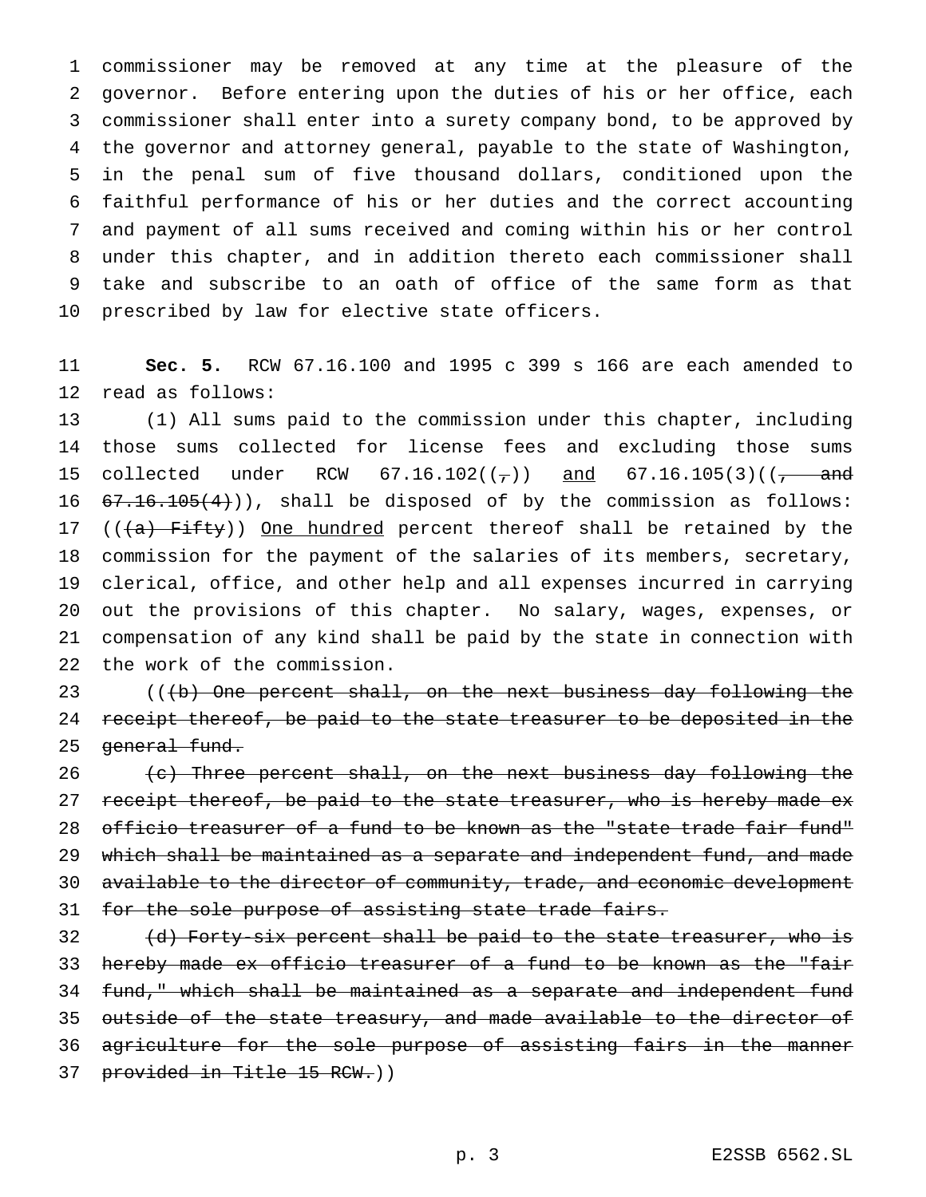commissioner may be removed at any time at the pleasure of the governor. Before entering upon the duties of his or her office, each commissioner shall enter into a surety company bond, to be approved by the governor and attorney general, payable to the state of Washington, in the penal sum of five thousand dollars, conditioned upon the faithful performance of his or her duties and the correct accounting and payment of all sums received and coming within his or her control under this chapter, and in addition thereto each commissioner shall take and subscribe to an oath of office of the same form as that prescribed by law for elective state officers.

**Sec. 5.** RCW 67.16.100 and 1995 c 399 s 166 are each amended to read as follows:

(1) All sums paid to the commission under this chapter, including those sums collected for license fees and excluding those sums collected under RCW 67.16.102((~~,~~)) <u>and</u> 67.16.105(3)((~~, and 67.16.105(4)~~)), shall be disposed of by the commission as follows: ((~~(a) Fifty~~)) <u>One hundred</u> percent thereof shall be retained by the commission for the payment of the salaries of its members, secretary, clerical, office, and other help and all expenses incurred in carrying out the provisions of this chapter. No salary, wages, expenses, or compensation of any kind shall be paid by the state in connection with the work of the commission.

((~~(b) One percent shall, on the next business day following the receipt thereof, be paid to the state treasurer to be deposited in the general fund.~~

~~(c) Three percent shall, on the next business day following the receipt thereof, be paid to the state treasurer, who is hereby made ex officio treasurer of a fund to be known as the "state trade fair fund" which shall be maintained as a separate and independent fund, and made available to the director of community, trade, and economic development for the sole purpose of assisting state trade fairs.~~

~~(d) Forty-six percent shall be paid to the state treasurer, who is hereby made ex officio treasurer of a fund to be known as the "fair fund," which shall be maintained as a separate and independent fund outside of the state treasury, and made available to the director of agriculture for the sole purpose of assisting fairs in the manner provided in Title 15 RCW.~~))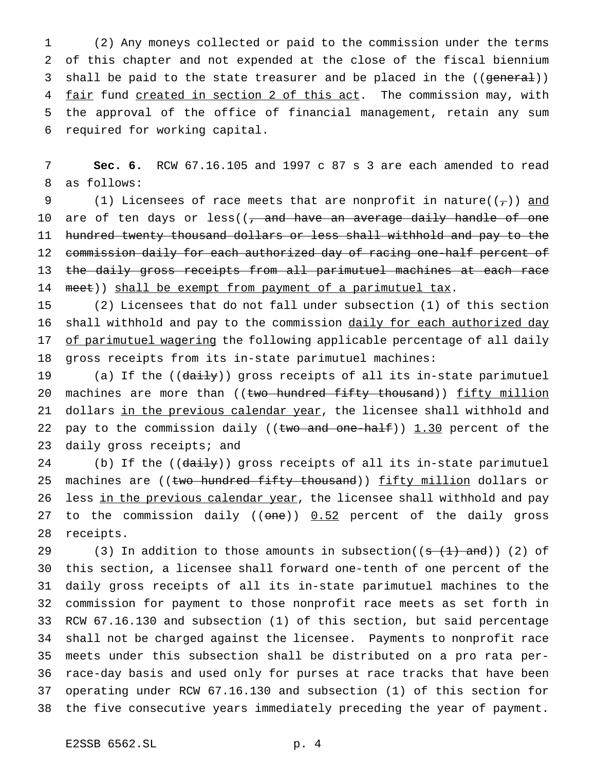(2) Any moneys collected or paid to the commission under the terms of this chapter and not expended at the close of the fiscal biennium shall be paid to the state treasurer and be placed in the ((~~general~~)) <u>fair</u> fund <u>created in section 2 of this act</u>. The commission may, with the approval of the office of financial management, retain any sum required for working capital.

**Sec. 6.** RCW 67.16.105 and 1997 c 87 s 3 are each amended to read as follows:

(1) Licensees of race meets that are nonprofit in nature((~~,~~)) <u>and</u> are of ten days or less((~~, and have an average daily handle of one hundred twenty thousand dollars or less shall withhold and pay to the commission daily for each authorized day of racing one-half percent of the daily gross receipts from all parimutuel machines at each race meet~~)) <u>shall be exempt from payment of a parimutuel tax</u>.

(2) Licensees that do not fall under subsection (1) of this section shall withhold and pay to the commission <u>daily for each authorized day of parimutuel wagering</u> the following applicable percentage of all daily gross receipts from its in-state parimutuel machines:

(a) If the ((~~daily~~)) gross receipts of all its in-state parimutuel machines are more than ((~~two hundred fifty thousand~~)) <u>fifty million</u> dollars <u>in the previous calendar year</u>, the licensee shall withhold and pay to the commission daily ((~~two and one-half~~)) <u>1.30</u> percent of the daily gross receipts; and

(b) If the ((~~daily~~)) gross receipts of all its in-state parimutuel machines are ((~~two hundred fifty thousand~~)) <u>fifty million</u> dollars or less <u>in the previous calendar year</u>, the licensee shall withhold and pay to the commission daily ((~~one~~)) <u>0.52</u> percent of the daily gross receipts.

(3) In addition to those amounts in subsection((~~s (1) and~~)) (2) of this section, a licensee shall forward one-tenth of one percent of the daily gross receipts of all its in-state parimutuel machines to the commission for payment to those nonprofit race meets as set forth in RCW 67.16.130 and subsection (1) of this section, but said percentage shall not be charged against the licensee. Payments to nonprofit race meets under this subsection shall be distributed on a pro rata per-race-day basis and used only for purses at race tracks that have been operating under RCW 67.16.130 and subsection (1) of this section for the five consecutive years immediately preceding the year of payment.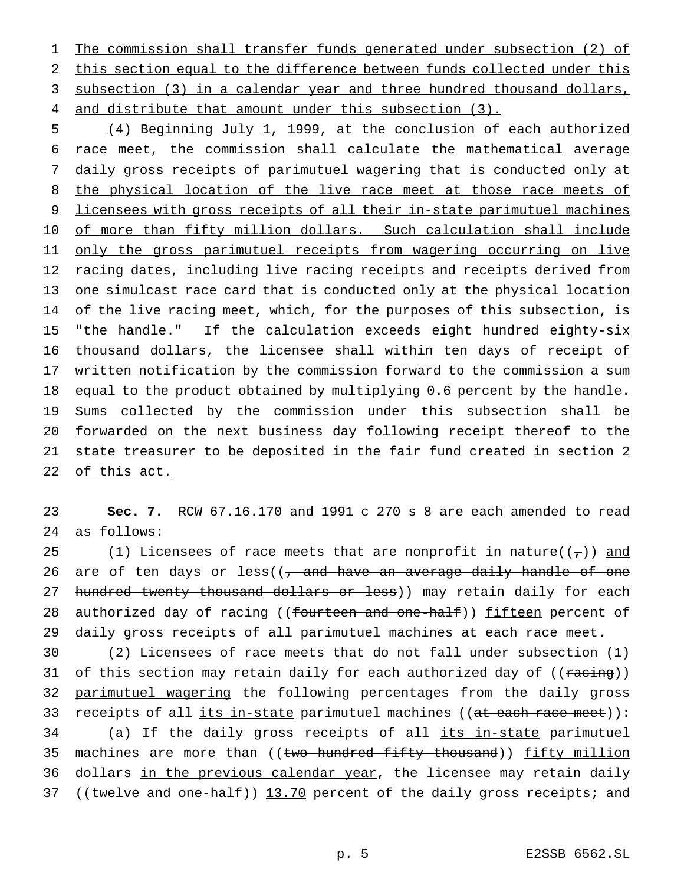The commission shall transfer funds generated under subsection (2) of this section equal to the difference between funds collected under this subsection (3) in a calendar year and three hundred thousand dollars, and distribute that amount under this subsection (3).

(4) Beginning July 1, 1999, at the conclusion of each authorized race meet, the commission shall calculate the mathematical average daily gross receipts of parimutuel wagering that is conducted only at the physical location of the live race meet at those race meets of licensees with gross receipts of all their in-state parimutuel machines of more than fifty million dollars. Such calculation shall include only the gross parimutuel receipts from wagering occurring on live racing dates, including live racing receipts and receipts derived from one simulcast race card that is conducted only at the physical location of the live racing meet, which, for the purposes of this subsection, is "the handle." If the calculation exceeds eight hundred eighty-six thousand dollars, the licensee shall within ten days of receipt of written notification by the commission forward to the commission a sum equal to the product obtained by multiplying 0.6 percent by the handle. Sums collected by the commission under this subsection shall be forwarded on the next business day following receipt thereof to the state treasurer to be deposited in the fair fund created in section 2 of this act.

**Sec. 7.** RCW 67.16.170 and 1991 c 270 s 8 are each amended to read as follows:

(1) Licensees of race meets that are nonprofit in nature((,)) and are of ten days or less((, and have an average daily handle of one hundred twenty thousand dollars or less)) may retain daily for each authorized day of racing ((fourteen and one-half)) fifteen percent of daily gross receipts of all parimutuel machines at each race meet.

(2) Licensees of race meets that do not fall under subsection (1) of this section may retain daily for each authorized day of ((racing)) parimutuel wagering the following percentages from the daily gross receipts of all its in-state parimutuel machines ((at each race meet)):

(a) If the daily gross receipts of all its in-state parimutuel machines are more than ((two hundred fifty thousand)) fifty million dollars in the previous calendar year, the licensee may retain daily ((twelve and one-half)) 13.70 percent of the daily gross receipts; and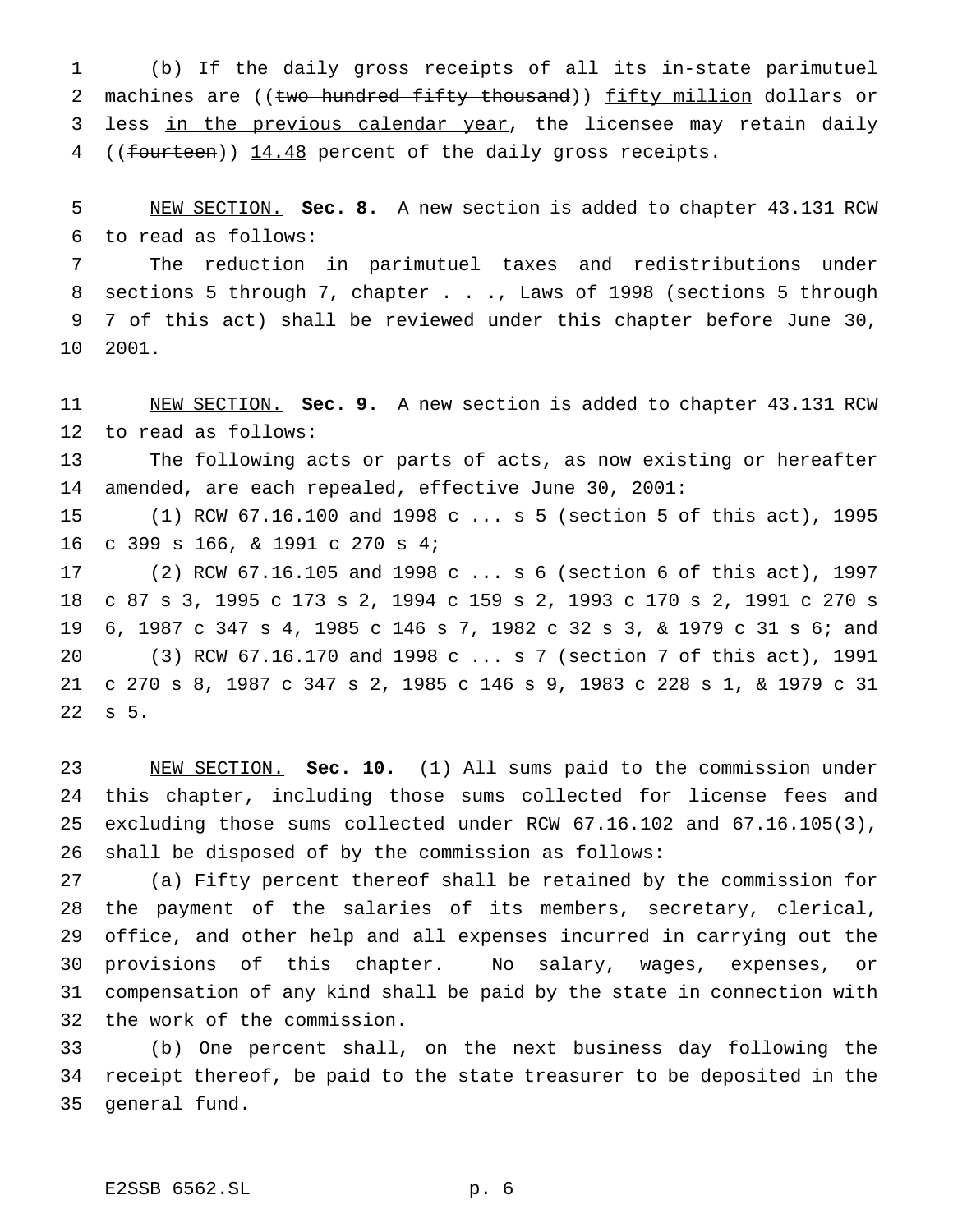(b) If the daily gross receipts of all its in-state parimutuel machines are ((~~two hundred fifty thousand~~)) fifty million dollars or less in the previous calendar year, the licensee may retain daily ((~~fourteen~~)) 14.48 percent of the daily gross receipts.

NEW SECTION. **Sec. 8.** A new section is added to chapter 43.131 RCW to read as follows:

The reduction in parimutuel taxes and redistributions under sections 5 through 7, chapter . . ., Laws of 1998 (sections 5 through 7 of this act) shall be reviewed under this chapter before June 30, 2001.

NEW SECTION. **Sec. 9.** A new section is added to chapter 43.131 RCW to read as follows:

The following acts or parts of acts, as now existing or hereafter amended, are each repealed, effective June 30, 2001:

(1) RCW 67.16.100 and 1998 c ... s 5 (section 5 of this act), 1995 c 399 s 166, & 1991 c 270 s 4;

(2) RCW 67.16.105 and 1998 c ... s 6 (section 6 of this act), 1997 c 87 s 3, 1995 c 173 s 2, 1994 c 159 s 2, 1993 c 170 s 2, 1991 c 270 s 6, 1987 c 347 s 4, 1985 c 146 s 7, 1982 c 32 s 3, & 1979 c 31 s 6; and

(3) RCW 67.16.170 and 1998 c ... s 7 (section 7 of this act), 1991 c 270 s 8, 1987 c 347 s 2, 1985 c 146 s 9, 1983 c 228 s 1, & 1979 c 31 s 5.

NEW SECTION. **Sec. 10.** (1) All sums paid to the commission under this chapter, including those sums collected for license fees and excluding those sums collected under RCW 67.16.102 and 67.16.105(3), shall be disposed of by the commission as follows:

(a) Fifty percent thereof shall be retained by the commission for the payment of the salaries of its members, secretary, clerical, office, and other help and all expenses incurred in carrying out the provisions of this chapter. No salary, wages, expenses, or compensation of any kind shall be paid by the state in connection with the work of the commission.

(b) One percent shall, on the next business day following the receipt thereof, be paid to the state treasurer to be deposited in the general fund.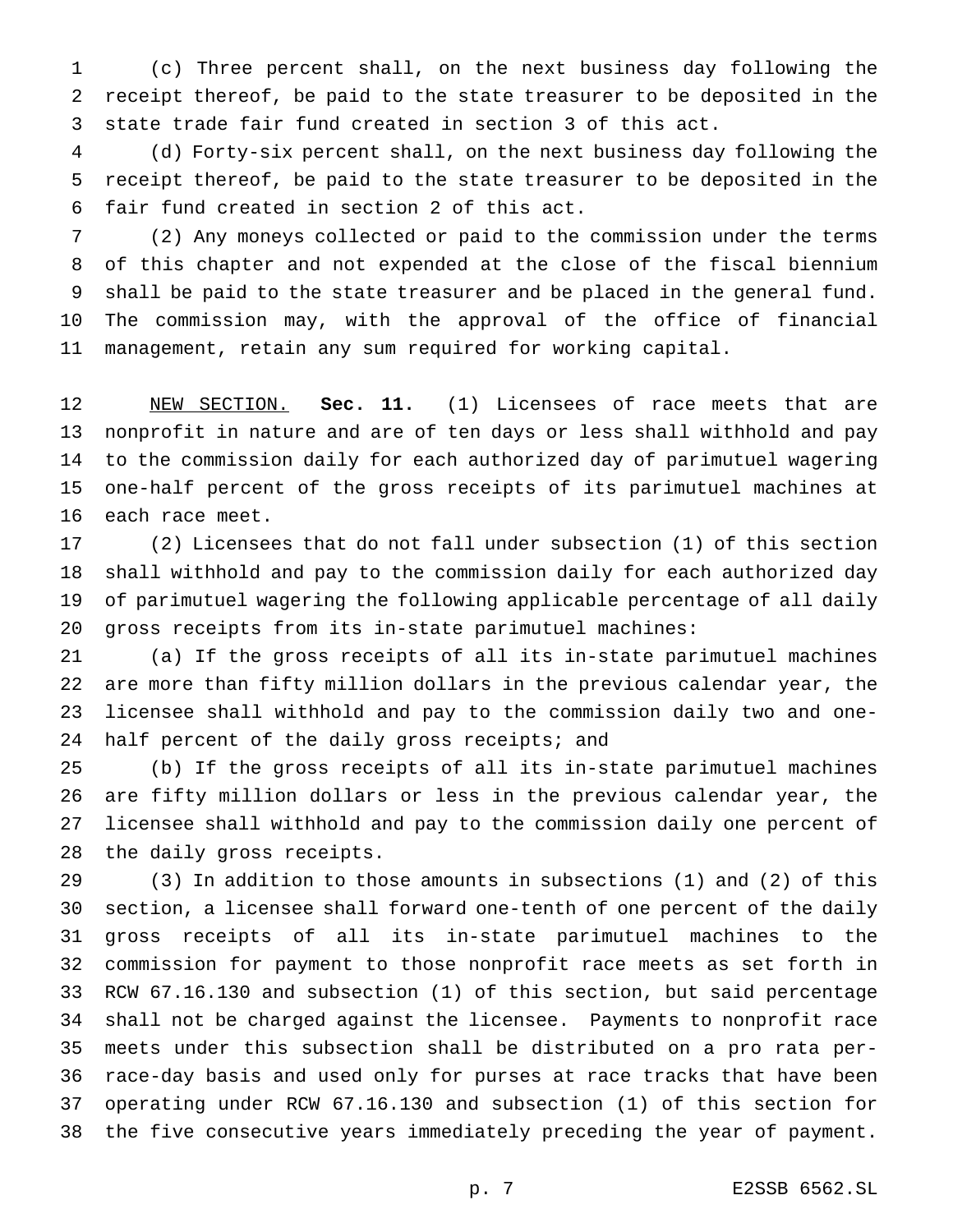(c) Three percent shall, on the next business day following the receipt thereof, be paid to the state treasurer to be deposited in the state trade fair fund created in section 3 of this act.

(d) Forty-six percent shall, on the next business day following the receipt thereof, be paid to the state treasurer to be deposited in the fair fund created in section 2 of this act.

(2) Any moneys collected or paid to the commission under the terms of this chapter and not expended at the close of the fiscal biennium shall be paid to the state treasurer and be placed in the general fund. The commission may, with the approval of the office of financial management, retain any sum required for working capital.

NEW SECTION. **Sec. 11.** (1) Licensees of race meets that are nonprofit in nature and are of ten days or less shall withhold and pay to the commission daily for each authorized day of parimutuel wagering one-half percent of the gross receipts of its parimutuel machines at each race meet.

(2) Licensees that do not fall under subsection (1) of this section shall withhold and pay to the commission daily for each authorized day of parimutuel wagering the following applicable percentage of all daily gross receipts from its in-state parimutuel machines:

(a) If the gross receipts of all its in-state parimutuel machines are more than fifty million dollars in the previous calendar year, the licensee shall withhold and pay to the commission daily two and one-half percent of the daily gross receipts; and

(b) If the gross receipts of all its in-state parimutuel machines are fifty million dollars or less in the previous calendar year, the licensee shall withhold and pay to the commission daily one percent of the daily gross receipts.

(3) In addition to those amounts in subsections (1) and (2) of this section, a licensee shall forward one-tenth of one percent of the daily gross receipts of all its in-state parimutuel machines to the commission for payment to those nonprofit race meets as set forth in RCW 67.16.130 and subsection (1) of this section, but said percentage shall not be charged against the licensee. Payments to nonprofit race meets under this subsection shall be distributed on a pro rata per-race-day basis and used only for purses at race tracks that have been operating under RCW 67.16.130 and subsection (1) of this section for the five consecutive years immediately preceding the year of payment.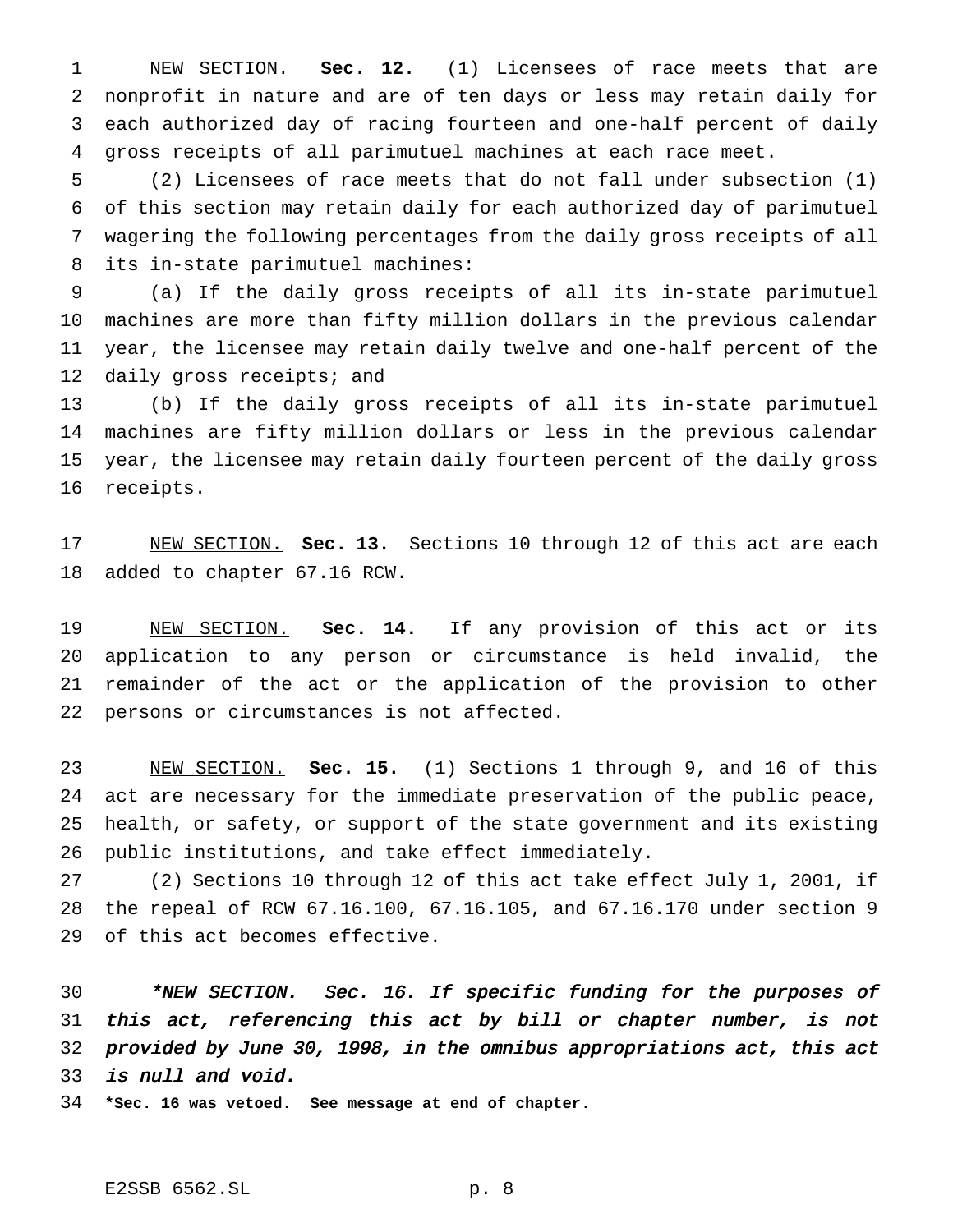NEW SECTION. **Sec. 12.** (1) Licensees of race meets that are nonprofit in nature and are of ten days or less may retain daily for each authorized day of racing fourteen and one-half percent of daily gross receipts of all parimutuel machines at each race meet.

(2) Licensees of race meets that do not fall under subsection (1) of this section may retain daily for each authorized day of parimutuel wagering the following percentages from the daily gross receipts of all its in-state parimutuel machines:

(a) If the daily gross receipts of all its in-state parimutuel machines are more than fifty million dollars in the previous calendar year, the licensee may retain daily twelve and one-half percent of the daily gross receipts; and

(b) If the daily gross receipts of all its in-state parimutuel machines are fifty million dollars or less in the previous calendar year, the licensee may retain daily fourteen percent of the daily gross receipts.

NEW SECTION. **Sec. 13.** Sections 10 through 12 of this act are each added to chapter 67.16 RCW.

NEW SECTION. **Sec. 14.** If any provision of this act or its application to any person or circumstance is held invalid, the remainder of the act or the application of the provision to other persons or circumstances is not affected.

NEW SECTION. **Sec. 15.** (1) Sections 1 through 9, and 16 of this act are necessary for the immediate preservation of the public peace, health, or safety, or support of the state government and its existing public institutions, and take effect immediately.

(2) Sections 10 through 12 of this act take effect July 1, 2001, if the repeal of RCW 67.16.100, 67.16.105, and 67.16.170 under section 9 of this act becomes effective.

*\*NEW SECTION. Sec. 16. If specific funding for the purposes of this act, referencing this act by bill or chapter number, is not provided by June 30, 1998, in the omnibus appropriations act, this act is null and void.*

**\*Sec. 16 was vetoed. See message at end of chapter.**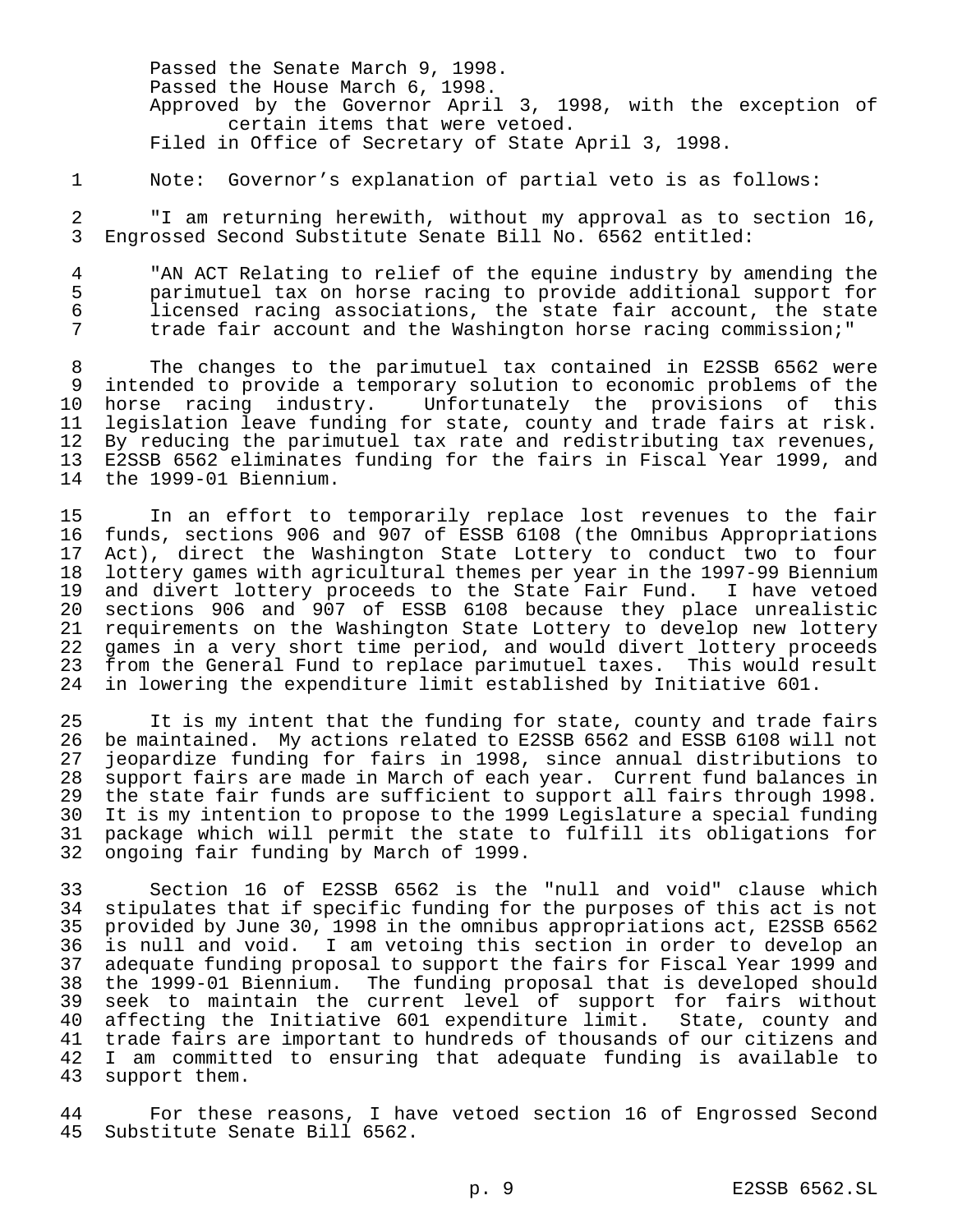Passed the Senate March 9, 1998.
Passed the House March 6, 1998.
Approved by the Governor April 3, 1998, with the exception of certain items that were vetoed.
Filed in Office of Secretary of State April 3, 1998.

Note: Governor's explanation of partial veto is as follows:

"I am returning herewith, without my approval as to section 16, Engrossed Second Substitute Senate Bill No. 6562 entitled:

"AN ACT Relating to relief of the equine industry by amending the parimutuel tax on horse racing to provide additional support for licensed racing associations, the state fair account, the state trade fair account and the Washington horse racing commission;"

The changes to the parimutuel tax contained in E2SSB 6562 were intended to provide a temporary solution to economic problems of the horse racing industry. Unfortunately the provisions of this legislation leave funding for state, county and trade fairs at risk. By reducing the parimutuel tax rate and redistributing tax revenues, E2SSB 6562 eliminates funding for the fairs in Fiscal Year 1999, and the 1999-01 Biennium.

In an effort to temporarily replace lost revenues to the fair funds, sections 906 and 907 of ESSB 6108 (the Omnibus Appropriations Act), direct the Washington State Lottery to conduct two to four lottery games with agricultural themes per year in the 1997-99 Biennium and divert lottery proceeds to the State Fair Fund. I have vetoed sections 906 and 907 of ESSB 6108 because they place unrealistic requirements on the Washington State Lottery to develop new lottery games in a very short time period, and would divert lottery proceeds from the General Fund to replace parimutuel taxes. This would result in lowering the expenditure limit established by Initiative 601.

It is my intent that the funding for state, county and trade fairs be maintained. My actions related to E2SSB 6562 and ESSB 6108 will not jeopardize funding for fairs in 1998, since annual distributions to support fairs are made in March of each year. Current fund balances in the state fair funds are sufficient to support all fairs through 1998. It is my intention to propose to the 1999 Legislature a special funding package which will permit the state to fulfill its obligations for ongoing fair funding by March of 1999.

Section 16 of E2SSB 6562 is the "null and void" clause which stipulates that if specific funding for the purposes of this act is not provided by June 30, 1998 in the omnibus appropriations act, E2SSB 6562 is null and void. I am vetoing this section in order to develop an adequate funding proposal to support the fairs for Fiscal Year 1999 and the 1999-01 Biennium. The funding proposal that is developed should seek to maintain the current level of support for fairs without affecting the Initiative 601 expenditure limit. State, county and trade fairs are important to hundreds of thousands of our citizens and I am committed to ensuring that adequate funding is available to support them.

For these reasons, I have vetoed section 16 of Engrossed Second Substitute Senate Bill 6562.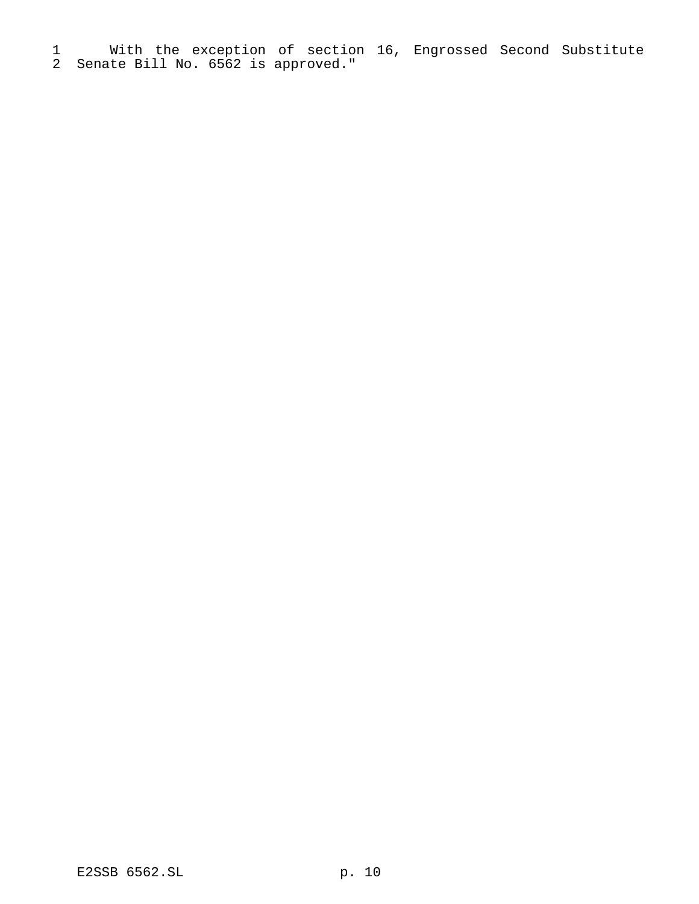With the exception of section 16, Engrossed Second Substitute Senate Bill No. 6562 is approved."